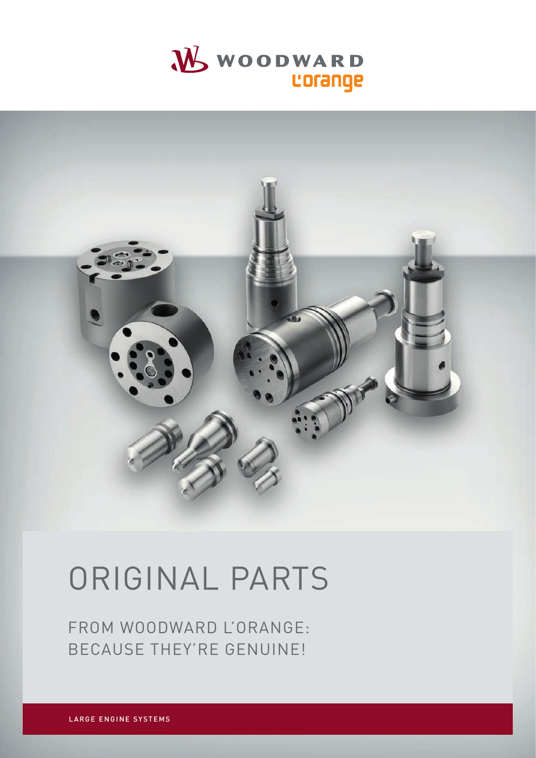WOODWARD

L'orange

# ORIGINAL PARTS

## FROM WOODWARD L'ORANGE: BECAUSE THEY'RE GENUINE!

LARGE ENGINE SYSTEMS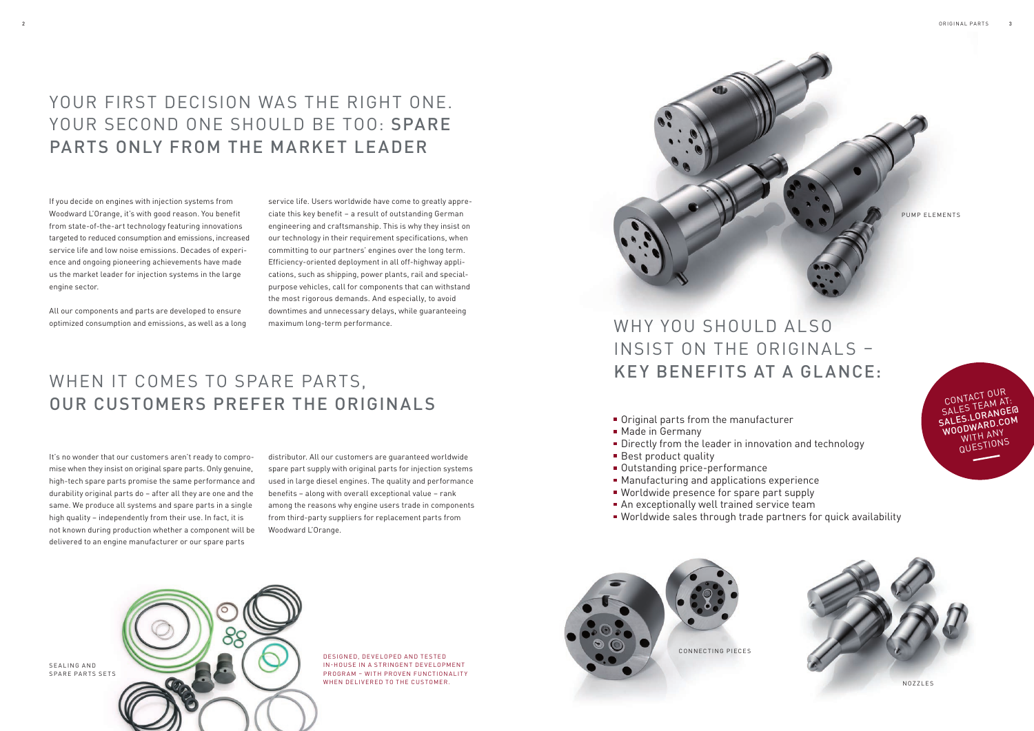# YOUR FIRST DECISION WAS THE RIGHT ONE. YOUR SECOND ONE SHOULD BE TOO: SPARE PARTS ONLY FROM THE MARKET LEADER

If you decide on engines with injection systems from Woodward L'Orange, it's with good reason. You benefit from state-of-the-art technology featuring innovations targeted to reduced consumption and emissions, increased service life and low noise emissions. Decades of experience and ongoing pioneering achievements have made us the market leader for injection systems in the large engine sector.

All our components and parts are developed to ensure optimized consumption and emissions, as well as a long service life. Users worldwide have come to greatly appreciate this key benefit – a result of outstanding German engineering and craftsmanship. This is why they insist on our technology in their requirement specifications, when committing to our partners' engines over the long term. Efficiency-oriented deployment in all off-highway applications, such as shipping, power plants, rail and special-purpose vehicles, call for components that can withstand the most rigorous demands. And especially, to avoid downtimes and unnecessary delays, while guaranteeing maximum long-term performance.

# WHEN IT COMES TO SPARE PARTS, OUR CUSTOMERS PREFER THE ORIGINALS

It's no wonder that our customers aren't ready to compromise when they insist on original spare parts. Only genuine, high-tech spare parts promise the same performance and durability original parts do – after all they are one and the same. We produce all systems and spare parts in a single high quality – independently from their use. In fact, it is not known during production whether a component will be delivered to an engine manufacturer or our spare parts distributor. All our customers are guaranteed worldwide spare part supply with original parts for injection systems used in large diesel engines. The quality and performance benefits – along with overall exceptional value – rank among the reasons why engine users trade in components from third-party suppliers for replacement parts from Woodward L'Orange.

SEALING AND SPARE PARTS SETS

DESIGNED, DEVELOPED AND TESTED IN-HOUSE IN A STRINGENT DEVELOPMENT PROGRAM – WITH PROVEN FUNCTIONALITY WHEN DELIVERED TO THE CUSTOMER.

PUMP ELEMENTS

# WHY YOU SHOULD ALSO INSIST ON THE ORIGINALS – KEY BENEFITS AT A GLANCE:

- Original parts from the manufacturer
- Made in Germany
- Directly from the leader in innovation and technology
- Best product quality
- Outstanding price-performance
- Manufacturing and applications experience
- Worldwide presence for spare part supply
- An exceptionally well trained service team
- Worldwide sales through trade partners for quick availability

CONTACT OUR SALES TEAM AT: SALES.LORANGE@WOODWARD.COM WITH ANY QUESTIONS

CONNECTING PIECES

NOZZLES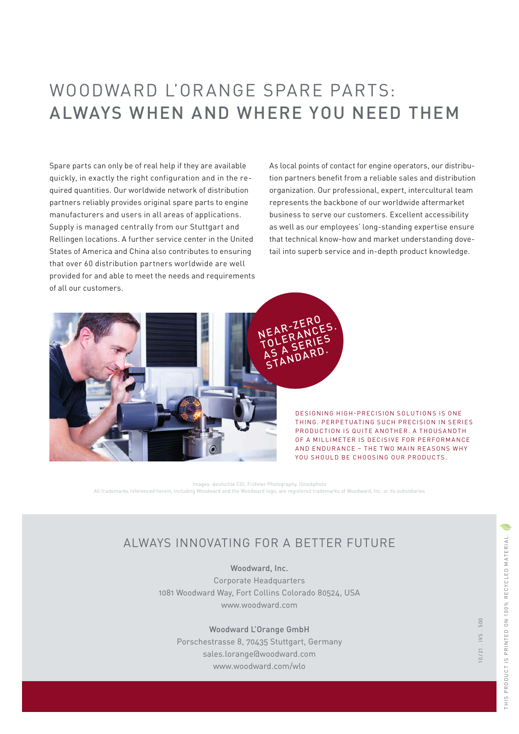# WOODWARD L'ORANGE SPARE PARTS: ALWAYS WHEN AND WHERE YOU NEED THEM

Spare parts can only be of real help if they are available quickly, in exactly the right configuration and in the required quantities. Our worldwide network of distribution partners reliably provides original spare parts to engine manufacturers and users in all areas of applications. Supply is managed centrally from our Stuttgart and Rellingen locations. A further service center in the United States of America and China also contributes to ensuring that over 60 distribution partners worldwide are well provided for and able to meet the needs and requirements of all our customers.

As local points of contact for engine operators, our distribution partners benefit from a reliable sales and distribution organization. Our professional, expert, intercultural team represents the backbone of our worldwide aftermarket business to serve our customers. Excellent accessibility as well as our employees' long-standing expertise ensure that technical know-how and market understanding dovetail into superb service and in-depth product knowledge.

NEAR-ZERO TOLERANCES. AS A SERIES STANDARD.

DESIGNING HIGH-PRECISION SOLUTIONS IS ONE THING. PERPETUATING SUCH PRECISION IN SERIES PRODUCTION IS QUITE ANOTHER. A THOUSANDTH OF A MILLIMETER IS DECISIVE FOR PERFORMANCE AND ENDURANCE – THE TWO MAIN REASONS WHY YOU SHOULD BE CHOOSING OUR PRODUCTS.

Images: deutschle CGI, Fröhner Photography, iStockphoto
All trademarks referenced herein, including Woodward and the Woodward logo, are registered trademarks of Woodward, Inc. or its subsidiaries

## ALWAYS INNOVATING FOR A BETTER FUTURE

Woodward, Inc.
Corporate Headquarters
1081 Woodward Way, Fort Collins Colorado 80524, USA
www.woodward.com

Woodward L'Orange GmbH
Porschestrasse 8, 70435 Stuttgart, Germany
sales.lorange@woodward.com
www.woodward.com/wlo

10/21 . IVS . 500

THIS PRODUCT IS PRINTED ON 100% RECYCLED MATERIAL.